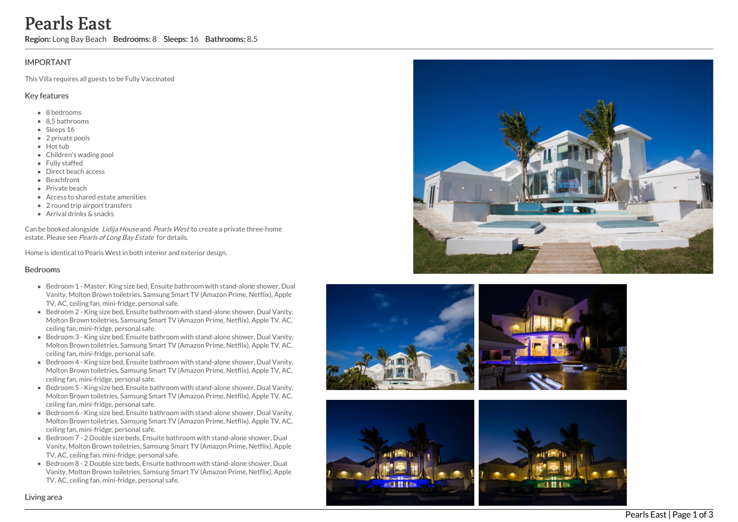# Pearls East

**Region:** Long Bay Beach **Bedrooms:** 8 **Sleeps:** 16 **Bathrooms:** 8.5

## IMPORTANT

This Villa requires all guests to be Fully Vaccinated

### Key features

- 8 bedrooms
- 8.5 bathrooms
- Sleeps 16
- 2 private pools
- Hot tub
- Children's wading pool
- Fully staffed
- Direct beach access
- Beachfront
- Private beach
- Access to shared estate amenities
- 2 round trip airport transfers
- Arrival drinks & snacks

Can be booked alongside *Lidija House* and *Pearls West* to create a private three-home estate. Please see *Pearls of Long Bay Estate* for details.

Home is identical to Pearls West in both interior and exterior design.

### Bedrooms

- Bedroom 1 - Master: King size bed, Ensuite bathroom with stand-alone shower, Dual Vanity, Molton Brown toiletries, Samsung Smart TV (Amazon Prime, Netflix), Apple TV, AC, ceiling fan, mini-fridge, personal safe.
- Bedroom 2 - King size bed, Ensuite bathroom with stand-alone shower, Dual Vanity, Molton Brown toiletries, Samsung Smart TV (Amazon Prime, Netflix), Apple TV, AC, ceiling fan, mini-fridge, personal safe.
- Bedroom 3 - King size bed, Ensuite bathroom with stand-alone shower, Dual Vanity, Molton Brown toiletries, Samsung Smart TV (Amazon Prime, Netflix), Apple TV, AC, ceiling fan, mini-fridge, personal safe.
- Bedroom 4 - King size bed, Ensuite bathroom with stand-alone shower, Dual Vanity, Molton Brown toiletries, Samsung Smart TV (Amazon Prime, Netflix), Apple TV, AC, ceiling fan, mini-fridge, personal safe.
- Bedroom 5 - King size bed, Ensuite bathroom with stand-alone shower, Dual Vanity, Molton Brown toiletries, Samsung Smart TV (Amazon Prime, Netflix), Apple TV, AC, ceiling fan, mini-fridge, personal safe.
- Bedroom 6 - King size bed, Ensuite bathroom with stand-alone shower, Dual Vanity, Molton Brown toiletries, Samsung Smart TV (Amazon Prime, Netflix), Apple TV, AC, ceiling fan, mini-fridge, personal safe.
- Bedroom 7 - 2 Double size beds, Ensuite bathroom with stand-alone shower, Dual Vanity, Molton Brown toiletries, Samsung Smart TV (Amazon Prime, Netflix), Apple TV, AC, ceiling fan, mini-fridge, personal safe.
- Bedroom 8 - 2 Double size beds, Ensuite bathroom with stand-alone shower, Dual Vanity, Molton Brown toiletries, Samsung Smart TV (Amazon Prime, Netflix), Apple TV, AC, ceiling fan, mini-fridge, personal safe.

### Living area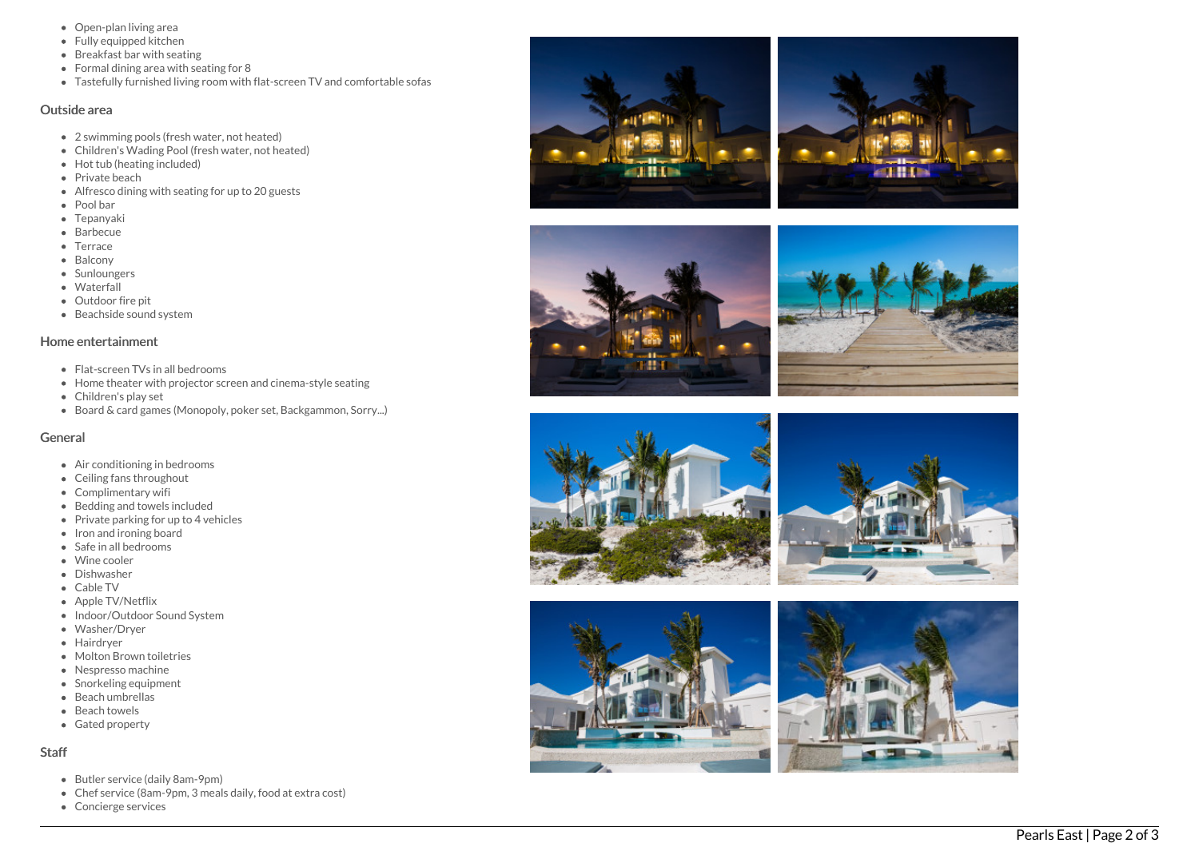- Open-plan living area
- Fully equipped kitchen
- Breakfast bar with seating
- Formal dining area with seating for 8
- Tastefully furnished living room with flat-screen TV and comfortable sofas

## Outside area

- 2 swimming pools (fresh water, not heated)
- Children's Wading Pool (fresh water, not heated)
- Hot tub (heating included)
- Private beach
- Alfresco dining with seating for up to 20 guests
- Pool bar
- Tepanyaki
- Barbecue
- Terrace
- Balcony
- Sunloungers
- Waterfall
- Outdoor fire pit
- Beachside sound system

## Home entertainment

- Flat-screen TVs in all bedrooms
- Home theater with projector screen and cinema-style seating
- Children's play set
- Board & card games (Monopoly, poker set, Backgammon, Sorry...)

## General

- Air conditioning in bedrooms
- Ceiling fans throughout
- Complimentary wifi
- Bedding and towels included
- Private parking for up to 4 vehicles
- Iron and ironing board
- Safe in all bedrooms
- Wine cooler
- Dishwasher
- Cable TV
- Apple TV/Netflix
- Indoor/Outdoor Sound System
- Washer/Dryer
- Hairdryer
- Molton Brown toiletries
- Nespresso machine
- Snorkeling equipment
- Beach umbrellas
- Beach towels
- Gated property

## Staff

- Butler service (daily 8am-9pm)
- Chef service (8am-9pm, 3 meals daily, food at extra cost)
- Concierge services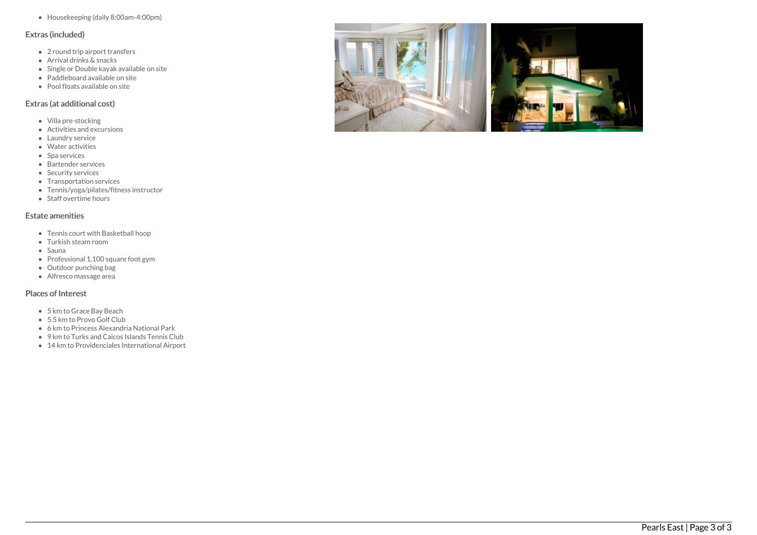- Housekeeping (daily 8:00am-4:00pm)

## Extras (included)

- 2 round trip airport transfers
- Arrival drinks & snacks
- Single or Double kayak available on site
- Paddleboard available on site
- Pool floats available on site

## Extras (at additional cost)

- Villa pre-stocking
- Activities and excursions
- Laundry service
- Water activities
- Spa services
- Bartender services
- Security services
- Transportation services
- Tennis/yoga/pilates/fitness instructor
- Staff overtime hours

## Estate amenities

- Tennis court with Basketball hoop
- Turkish steam room
- Sauna
- Professional 1,100 square foot gym
- Outdoor punching bag
- Alfresco massage area

## Places of Interest

- 5 km to Grace Bay Beach
- 5.5 km to Provo Golf Club
- 6 km to Princess Alexandria National Park
- 9 km to Turks and Caicos Islands Tennis Club
- 14 km to Providenciales International Airport